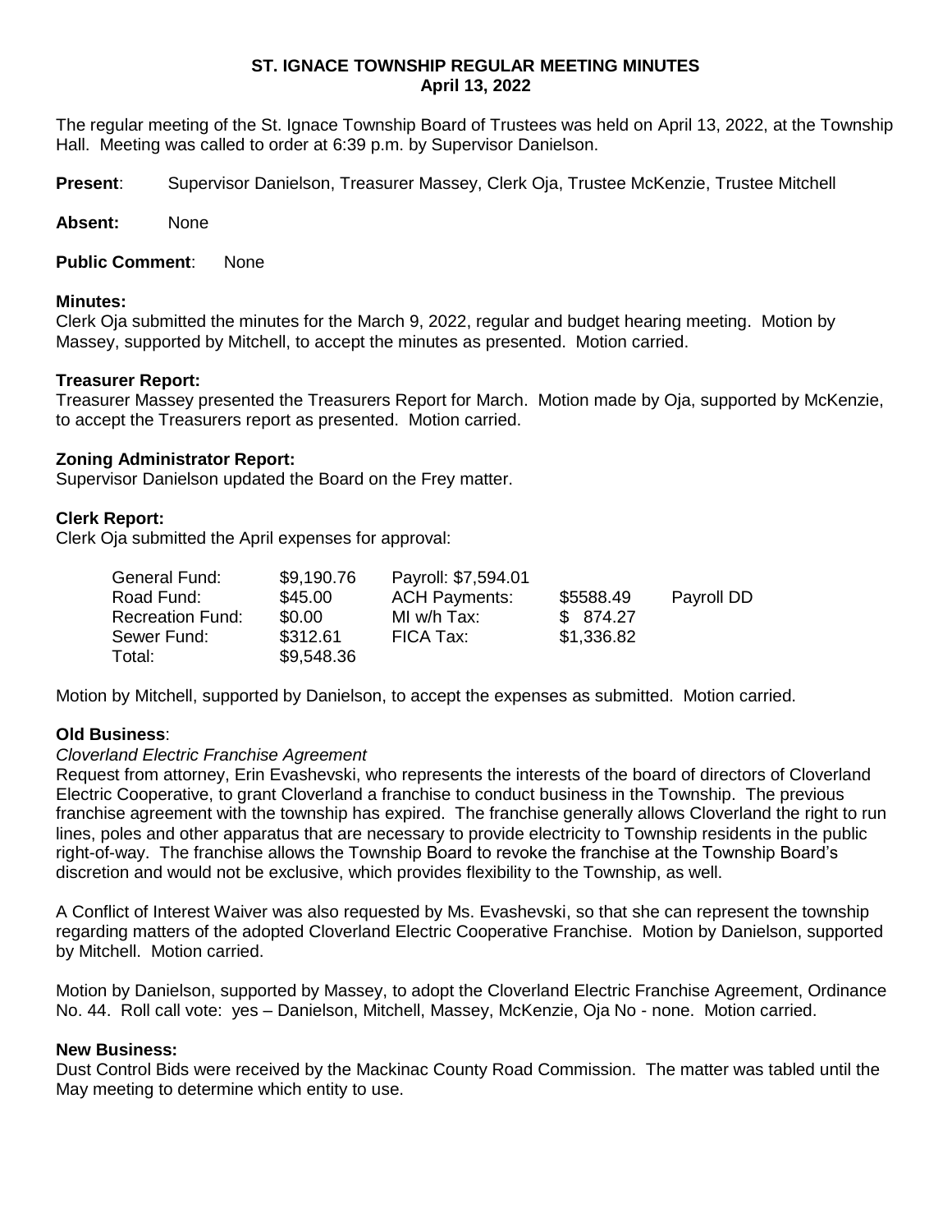# ST. IGNACE TOWNSHIP REGULAR MEETING MINUTES
## April 13, 2022

The regular meeting of the St. Ignace Township Board of Trustees was held on April 13, 2022, at the Township Hall. Meeting was called to order at 6:39 p.m. by Supervisor Danielson.

**Present**: Supervisor Danielson, Treasurer Massey, Clerk Oja, Trustee McKenzie, Trustee Mitchell

**Absent:** None

**Public Comment**: None

**Minutes:**
Clerk Oja submitted the minutes for the March 9, 2022, regular and budget hearing meeting. Motion by Massey, supported by Mitchell, to accept the minutes as presented. Motion carried.

**Treasurer Report:**
Treasurer Massey presented the Treasurers Report for March. Motion made by Oja, supported by McKenzie, to accept the Treasurers report as presented. Motion carried.

**Zoning Administrator Report:**
Supervisor Danielson updated the Board on the Frey matter.

**Clerk Report:**
Clerk Oja submitted the April expenses for approval:

| | | | | |
|---|---|---|---|---|
| General Fund: | \$9,190.76 | Payroll: \$7,594.01 | | |
| Road Fund: | \$45.00 | ACH Payments: | \$5588.49 | Payroll DD |
| Recreation Fund: | \$0.00 | MI w/h Tax: | \$ 874.27 | |
| Sewer Fund: | \$312.61 | FICA Tax: | \$1,336.82 | |
| Total: | \$9,548.36 | | | |

Motion by Mitchell, supported by Danielson, to accept the expenses as submitted. Motion carried.

**Old Business**:
*Cloverland Electric Franchise Agreement*
Request from attorney, Erin Evashevski, who represents the interests of the board of directors of Cloverland Electric Cooperative, to grant Cloverland a franchise to conduct business in the Township. The previous franchise agreement with the township has expired. The franchise generally allows Cloverland the right to run lines, poles and other apparatus that are necessary to provide electricity to Township residents in the public right-of-way. The franchise allows the Township Board to revoke the franchise at the Township Board's discretion and would not be exclusive, which provides flexibility to the Township, as well.

A Conflict of Interest Waiver was also requested by Ms. Evashevski, so that she can represent the township regarding matters of the adopted Cloverland Electric Cooperative Franchise. Motion by Danielson, supported by Mitchell. Motion carried.

Motion by Danielson, supported by Massey, to adopt the Cloverland Electric Franchise Agreement, Ordinance No. 44. Roll call vote: yes – Danielson, Mitchell, Massey, McKenzie, Oja No - none. Motion carried.

**New Business:**
Dust Control Bids were received by the Mackinac County Road Commission. The matter was tabled until the May meeting to determine which entity to use.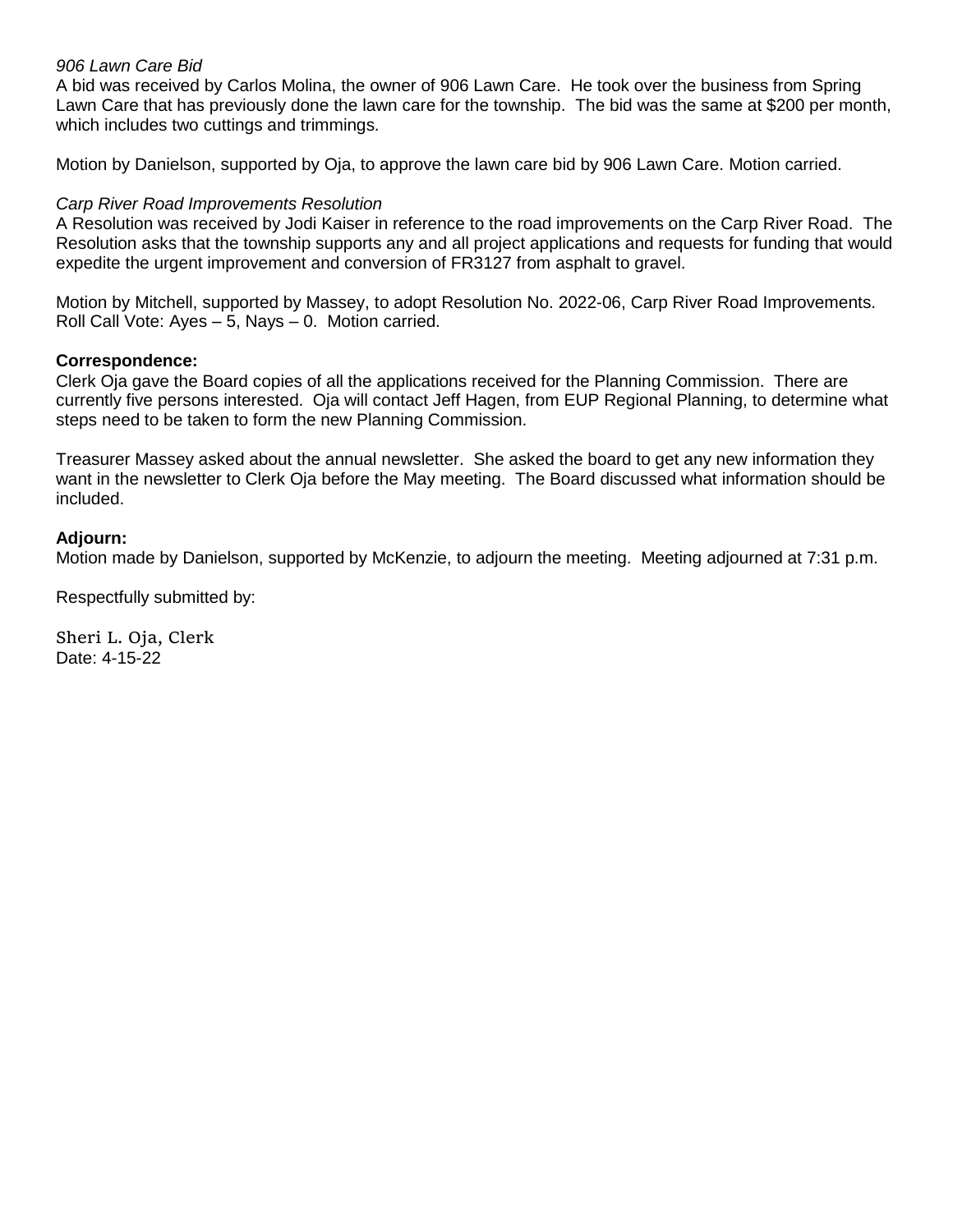*906 Lawn Care Bid*
A bid was received by Carlos Molina, the owner of 906 Lawn Care. He took over the business from Spring Lawn Care that has previously done the lawn care for the township. The bid was the same at $200 per month, which includes two cuttings and trimmings.

Motion by Danielson, supported by Oja, to approve the lawn care bid by 906 Lawn Care. Motion carried.

*Carp River Road Improvements Resolution*
A Resolution was received by Jodi Kaiser in reference to the road improvements on the Carp River Road. The Resolution asks that the township supports any and all project applications and requests for funding that would expedite the urgent improvement and conversion of FR3127 from asphalt to gravel.

Motion by Mitchell, supported by Massey, to adopt Resolution No. 2022-06, Carp River Road Improvements. Roll Call Vote: Ayes – 5, Nays – 0. Motion carried.

**Correspondence:**
Clerk Oja gave the Board copies of all the applications received for the Planning Commission. There are currently five persons interested. Oja will contact Jeff Hagen, from EUP Regional Planning, to determine what steps need to be taken to form the new Planning Commission.

Treasurer Massey asked about the annual newsletter. She asked the board to get any new information they want in the newsletter to Clerk Oja before the May meeting. The Board discussed what information should be included.

**Adjourn:**
Motion made by Danielson, supported by McKenzie, to adjourn the meeting. Meeting adjourned at 7:31 p.m.

Respectfully submitted by:

Sheri L. Oja, Clerk
Date: 4-15-22